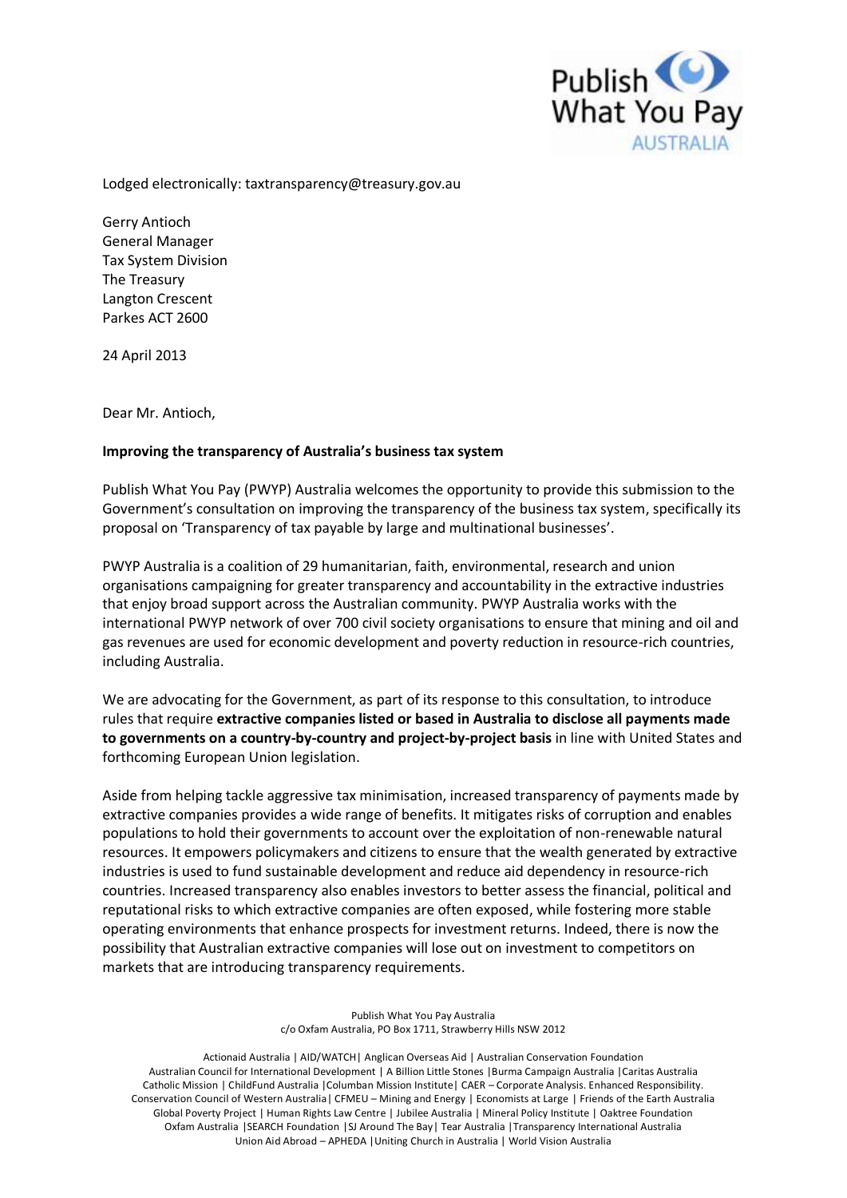Lodged electronically: taxtransparency@treasury.gov.au

Gerry Antioch
General Manager
Tax System Division
The Treasury
Langton Crescent
Parkes ACT 2600

24 April 2013

Dear Mr. Antioch,

**Improving the transparency of Australia's business tax system**

Publish What You Pay (PWYP) Australia welcomes the opportunity to provide this submission to the Government's consultation on improving the transparency of the business tax system, specifically its proposal on 'Transparency of tax payable by large and multinational businesses'.

PWYP Australia is a coalition of 29 humanitarian, faith, environmental, research and union organisations campaigning for greater transparency and accountability in the extractive industries that enjoy broad support across the Australian community. PWYP Australia works with the international PWYP network of over 700 civil society organisations to ensure that mining and oil and gas revenues are used for economic development and poverty reduction in resource-rich countries, including Australia.

We are advocating for the Government, as part of its response to this consultation, to introduce rules that require **extractive companies listed or based in Australia to disclose all payments made to governments on a country-by-country and project-by-project basis** in line with United States and forthcoming European Union legislation.

Aside from helping tackle aggressive tax minimisation, increased transparency of payments made by extractive companies provides a wide range of benefits. It mitigates risks of corruption and enables populations to hold their governments to account over the exploitation of non-renewable natural resources. It empowers policymakers and citizens to ensure that the wealth generated by extractive industries is used to fund sustainable development and reduce aid dependency in resource-rich countries. Increased transparency also enables investors to better assess the financial, political and reputational risks to which extractive companies are often exposed, while fostering more stable operating environments that enhance prospects for investment returns. Indeed, there is now the possibility that Australian extractive companies will lose out on investment to competitors on markets that are introducing transparency requirements.

Publish What You Pay Australia
c/o Oxfam Australia, PO Box 1711, Strawberry Hills NSW 2012

Actionaid Australia | AID/WATCH | Anglican Overseas Aid | Australian Conservation Foundation
Australian Council for International Development | A Billion Little Stones | Burma Campaign Australia | Caritas Australia
Catholic Mission | ChildFund Australia | Columban Mission Institute | CAER – Corporate Analysis. Enhanced Responsibility.
Conservation Council of Western Australia | CFMEU – Mining and Energy | Economists at Large | Friends of the Earth Australia
Global Poverty Project | Human Rights Law Centre | Jubilee Australia | Mineral Policy Institute | Oaktree Foundation
Oxfam Australia | SEARCH Foundation | SJ Around The Bay | Tear Australia | Transparency International Australia
Union Aid Abroad – APHEDA | Uniting Church in Australia | World Vision Australia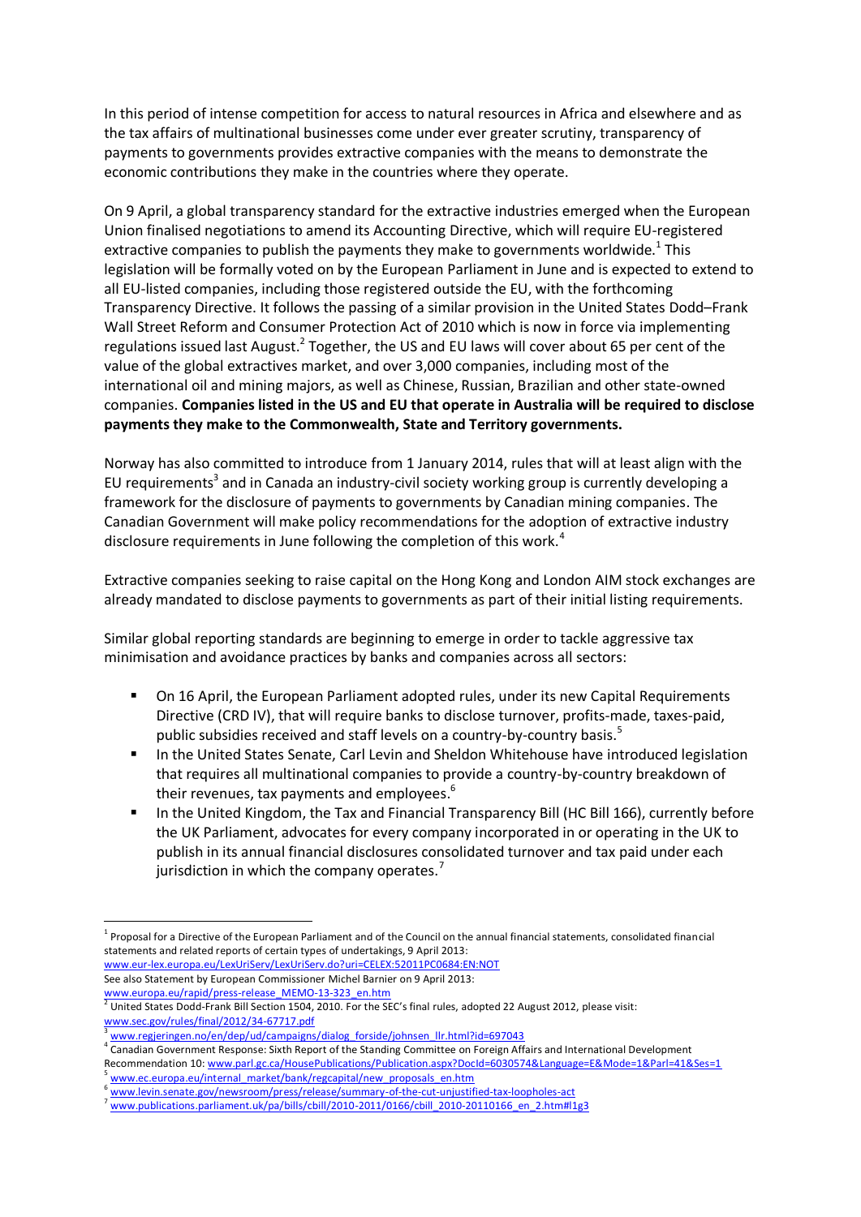In this period of intense competition for access to natural resources in Africa and elsewhere and as the tax affairs of multinational businesses come under ever greater scrutiny, transparency of payments to governments provides extractive companies with the means to demonstrate the economic contributions they make in the countries where they operate.

On 9 April, a global transparency standard for the extractive industries emerged when the European Union finalised negotiations to amend its Accounting Directive, which will require EU-registered extractive companies to publish the payments they make to governments worldwide.[1] This legislation will be formally voted on by the European Parliament in June and is expected to extend to all EU-listed companies, including those registered outside the EU, with the forthcoming Transparency Directive. It follows the passing of a similar provision in the United States Dodd–Frank Wall Street Reform and Consumer Protection Act of 2010 which is now in force via implementing regulations issued last August.[2] Together, the US and EU laws will cover about 65 per cent of the value of the global extractives market, and over 3,000 companies, including most of the international oil and mining majors, as well as Chinese, Russian, Brazilian and other state-owned companies. **Companies listed in the US and EU that operate in Australia will be required to disclose payments they make to the Commonwealth, State and Territory governments.**

Norway has also committed to introduce from 1 January 2014, rules that will at least align with the EU requirements[3] and in Canada an industry-civil society working group is currently developing a framework for the disclosure of payments to governments by Canadian mining companies. The Canadian Government will make policy recommendations for the adoption of extractive industry disclosure requirements in June following the completion of this work.[4]

Extractive companies seeking to raise capital on the Hong Kong and London AIM stock exchanges are already mandated to disclose payments to governments as part of their initial listing requirements.

Similar global reporting standards are beginning to emerge in order to tackle aggressive tax minimisation and avoidance practices by banks and companies across all sectors:

- On 16 April, the European Parliament adopted rules, under its new Capital Requirements Directive (CRD IV), that will require banks to disclose turnover, profits-made, taxes-paid, public subsidies received and staff levels on a country-by-country basis.[5]
- In the United States Senate, Carl Levin and Sheldon Whitehouse have introduced legislation that requires all multinational companies to provide a country-by-country breakdown of their revenues, tax payments and employees.[6]
- In the United Kingdom, the Tax and Financial Transparency Bill (HC Bill 166), currently before the UK Parliament, advocates for every company incorporated in or operating in the UK to publish in its annual financial disclosures consolidated turnover and tax paid under each jurisdiction in which the company operates.[7]

---

[1] Proposal for a Directive of the European Parliament and of the Council on the annual financial statements, consolidated financial statements and related reports of certain types of undertakings, 9 April 2013: www.eur-lex.europa.eu/LexUriServ/LexUriServ.do?uri=CELEX:52011PC0684:EN:NOT
See also Statement by European Commissioner Michel Barnier on 9 April 2013: www.europa.eu/rapid/press-release_MEMO-13-323_en.htm

[2] United States Dodd-Frank Bill Section 1504, 2010. For the SEC's final rules, adopted 22 August 2012, please visit: www.sec.gov/rules/final/2012/34-67717.pdf

[3] www.regjeringen.no/en/dep/ud/campaigns/dialog_forside/johnsen_llr.html?id=697043

[4] Canadian Government Response: Sixth Report of the Standing Committee on Foreign Affairs and International Development Recommendation 10: www.parl.gc.ca/HousePublications/Publication.aspx?DocId=6030574&Language=E&Mode=1&Parl=41&Ses=1

[5] www.ec.europa.eu/internal_market/bank/regcapital/new_proposals_en.htm

[6] www.levin.senate.gov/newsroom/press/release/summary-of-the-cut-unjustified-tax-loopholes-act

[7] www.publications.parliament.uk/pa/bills/cbill/2010-2011/0166/cbill_2010-20110166_en_2.htm#l1g3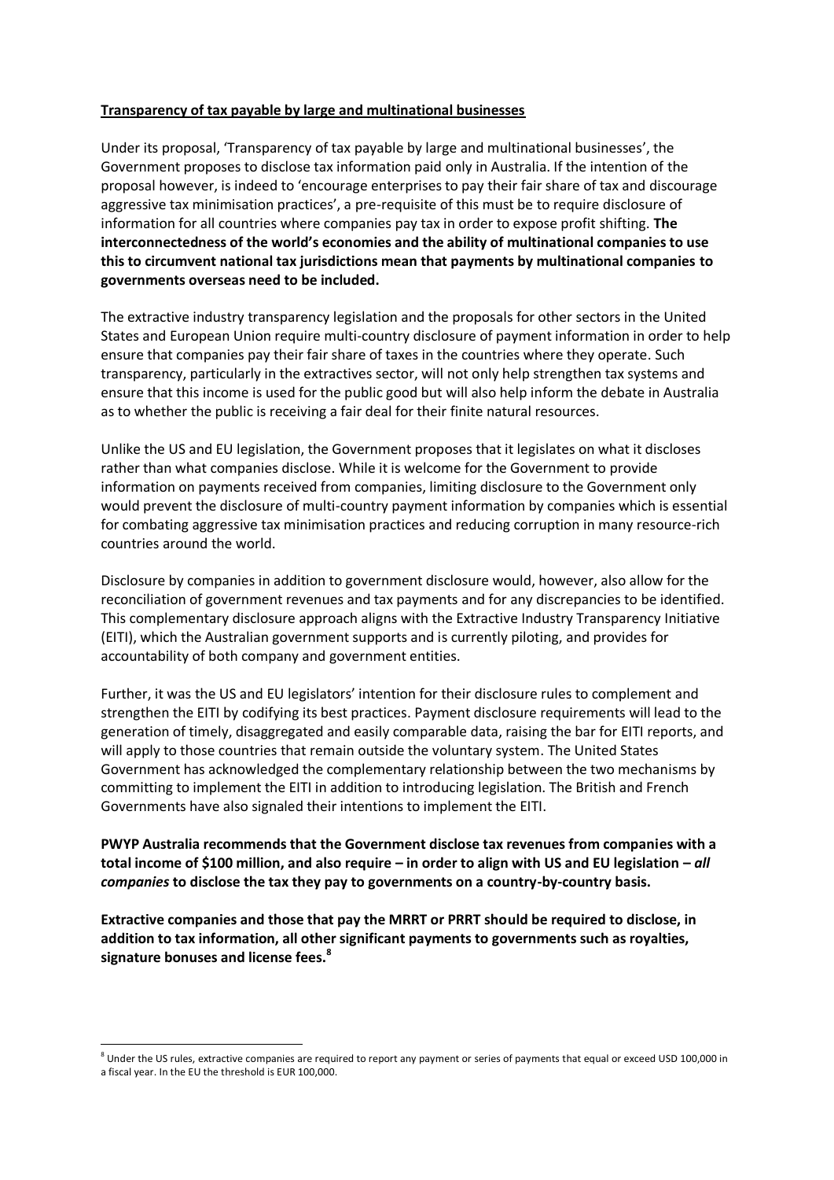**Transparency of tax payable by large and multinational businesses**

Under its proposal, 'Transparency of tax payable by large and multinational businesses', the Government proposes to disclose tax information paid only in Australia. If the intention of the proposal however, is indeed to 'encourage enterprises to pay their fair share of tax and discourage aggressive tax minimisation practices', a pre-requisite of this must be to require disclosure of information for all countries where companies pay tax in order to expose profit shifting. **The interconnectedness of the world's economies and the ability of multinational companies to use this to circumvent national tax jurisdictions mean that payments by multinational companies to governments overseas need to be included.**

The extractive industry transparency legislation and the proposals for other sectors in the United States and European Union require multi-country disclosure of payment information in order to help ensure that companies pay their fair share of taxes in the countries where they operate. Such transparency, particularly in the extractives sector, will not only help strengthen tax systems and ensure that this income is used for the public good but will also help inform the debate in Australia as to whether the public is receiving a fair deal for their finite natural resources.

Unlike the US and EU legislation, the Government proposes that it legislates on what it discloses rather than what companies disclose. While it is welcome for the Government to provide information on payments received from companies, limiting disclosure to the Government only would prevent the disclosure of multi-country payment information by companies which is essential for combating aggressive tax minimisation practices and reducing corruption in many resource-rich countries around the world.

Disclosure by companies in addition to government disclosure would, however, also allow for the reconciliation of government revenues and tax payments and for any discrepancies to be identified. This complementary disclosure approach aligns with the Extractive Industry Transparency Initiative (EITI), which the Australian government supports and is currently piloting, and provides for accountability of both company and government entities.

Further, it was the US and EU legislators' intention for their disclosure rules to complement and strengthen the EITI by codifying its best practices. Payment disclosure requirements will lead to the generation of timely, disaggregated and easily comparable data, raising the bar for EITI reports, and will apply to those countries that remain outside the voluntary system. The United States Government has acknowledged the complementary relationship between the two mechanisms by committing to implement the EITI in addition to introducing legislation. The British and French Governments have also signaled their intentions to implement the EITI.

**PWYP Australia recommends that the Government disclose tax revenues from companies with a total income of $100 million, and also require – in order to align with US and EU legislation – *all companies* to disclose the tax they pay to governments on a country-by-country basis.**

**Extractive companies and those that pay the MRRT or PRRT should be required to disclose, in addition to tax information, all other significant payments to governments such as royalties, signature bonuses and license fees.[8]**

[8] Under the US rules, extractive companies are required to report any payment or series of payments that equal or exceed USD 100,000 in a fiscal year. In the EU the threshold is EUR 100,000.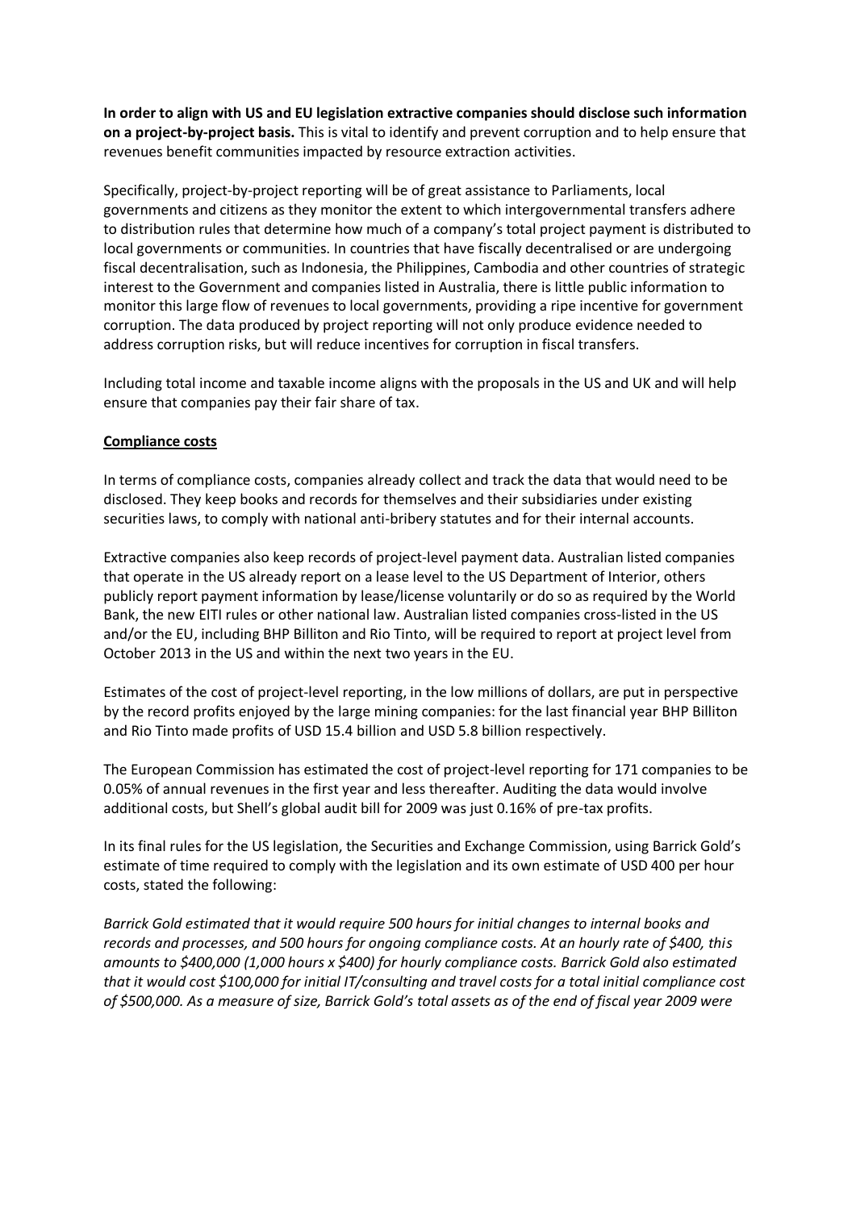**In order to align with US and EU legislation extractive companies should disclose such information on a project-by-project basis.** This is vital to identify and prevent corruption and to help ensure that revenues benefit communities impacted by resource extraction activities.

Specifically, project-by-project reporting will be of great assistance to Parliaments, local governments and citizens as they monitor the extent to which intergovernmental transfers adhere to distribution rules that determine how much of a company's total project payment is distributed to local governments or communities. In countries that have fiscally decentralised or are undergoing fiscal decentralisation, such as Indonesia, the Philippines, Cambodia and other countries of strategic interest to the Government and companies listed in Australia, there is little public information to monitor this large flow of revenues to local governments, providing a ripe incentive for government corruption. The data produced by project reporting will not only produce evidence needed to address corruption risks, but will reduce incentives for corruption in fiscal transfers.

Including total income and taxable income aligns with the proposals in the US and UK and will help ensure that companies pay their fair share of tax.

**Compliance costs**

In terms of compliance costs, companies already collect and track the data that would need to be disclosed. They keep books and records for themselves and their subsidiaries under existing securities laws, to comply with national anti-bribery statutes and for their internal accounts.

Extractive companies also keep records of project-level payment data. Australian listed companies that operate in the US already report on a lease level to the US Department of Interior, others publicly report payment information by lease/license voluntarily or do so as required by the World Bank, the new EITI rules or other national law. Australian listed companies cross-listed in the US and/or the EU, including BHP Billiton and Rio Tinto, will be required to report at project level from October 2013 in the US and within the next two years in the EU.

Estimates of the cost of project-level reporting, in the low millions of dollars, are put in perspective by the record profits enjoyed by the large mining companies: for the last financial year BHP Billiton and Rio Tinto made profits of USD 15.4 billion and USD 5.8 billion respectively.

The European Commission has estimated the cost of project-level reporting for 171 companies to be 0.05% of annual revenues in the first year and less thereafter. Auditing the data would involve additional costs, but Shell's global audit bill for 2009 was just 0.16% of pre-tax profits.

In its final rules for the US legislation, the Securities and Exchange Commission, using Barrick Gold's estimate of time required to comply with the legislation and its own estimate of USD 400 per hour costs, stated the following:

*Barrick Gold estimated that it would require 500 hours for initial changes to internal books and records and processes, and 500 hours for ongoing compliance costs. At an hourly rate of $400, this amounts to $400,000 (1,000 hours x $400) for hourly compliance costs. Barrick Gold also estimated that it would cost $100,000 for initial IT/consulting and travel costs for a total initial compliance cost of $500,000. As a measure of size, Barrick Gold's total assets as of the end of fiscal year 2009 were*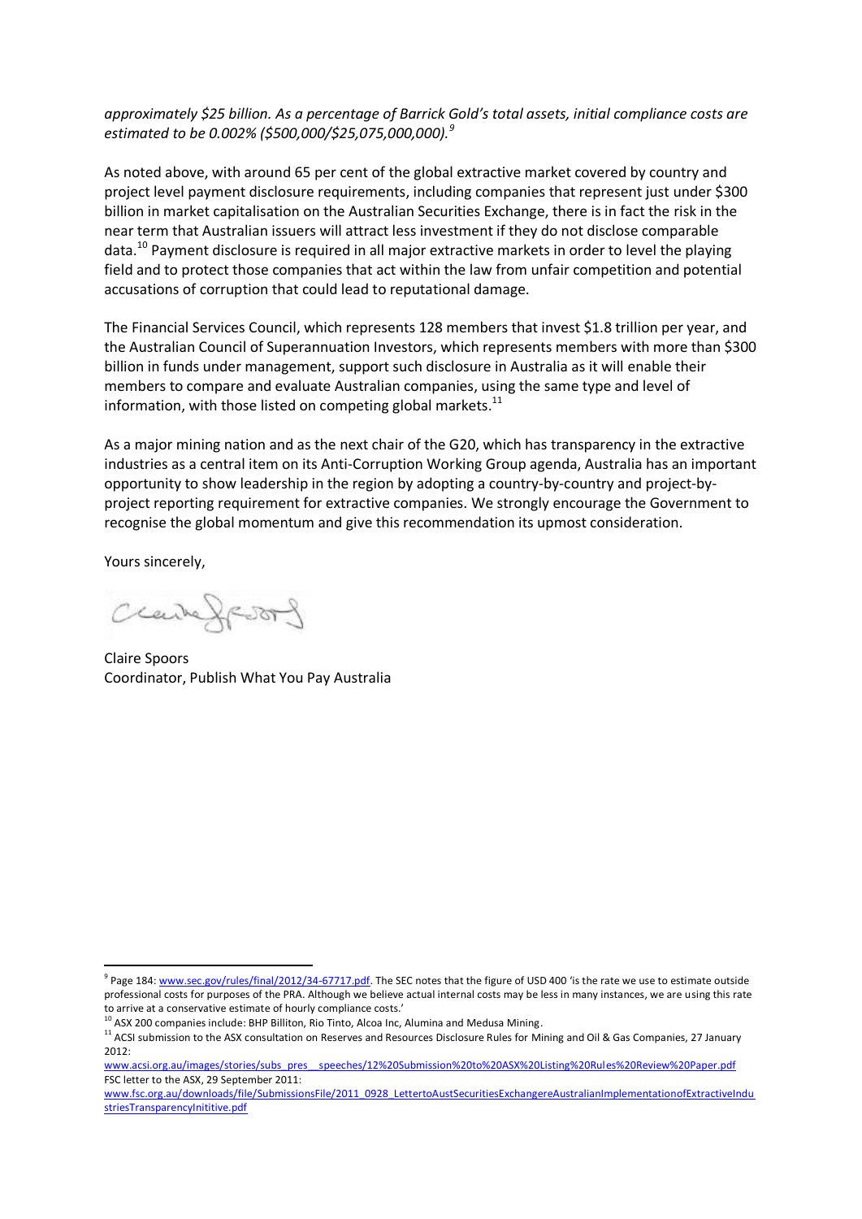*approximately $25 billion. As a percentage of Barrick Gold's total assets, initial compliance costs are estimated to be 0.002% ($500,000/$25,075,000,000).*[9]

As noted above, with around 65 per cent of the global extractive market covered by country and project level payment disclosure requirements, including companies that represent just under $300 billion in market capitalisation on the Australian Securities Exchange, there is in fact the risk in the near term that Australian issuers will attract less investment if they do not disclose comparable data.[10] Payment disclosure is required in all major extractive markets in order to level the playing field and to protect those companies that act within the law from unfair competition and potential accusations of corruption that could lead to reputational damage.

The Financial Services Council, which represents 128 members that invest $1.8 trillion per year, and the Australian Council of Superannuation Investors, which represents members with more than $300 billion in funds under management, support such disclosure in Australia as it will enable their members to compare and evaluate Australian companies, using the same type and level of information, with those listed on competing global markets.[11]

As a major mining nation and as the next chair of the G20, which has transparency in the extractive industries as a central item on its Anti-Corruption Working Group agenda, Australia has an important opportunity to show leadership in the region by adopting a country-by-country and project-by-project reporting requirement for extractive companies. We strongly encourage the Government to recognise the global momentum and give this recommendation its upmost consideration.

Yours sincerely,

Claire Spoors
Coordinator, Publish What You Pay Australia

---

[9] Page 184: www.sec.gov/rules/final/2012/34-67717.pdf. The SEC notes that the figure of USD 400 'is the rate we use to estimate outside professional costs for purposes of the PRA. Although we believe actual internal costs may be less in many instances, we are using this rate to arrive at a conservative estimate of hourly compliance costs.'

[10] ASX 200 companies include: BHP Billiton, Rio Tinto, Alcoa Inc, Alumina and Medusa Mining.

[11] ACSI submission to the ASX consultation on Reserves and Resources Disclosure Rules for Mining and Oil & Gas Companies, 27 January 2012:
www.acsi.org.au/images/stories/subs_pres__speeches/12%20Submission%20to%20ASX%20Listing%20Rules%20Review%20Paper.pdf
FSC letter to the ASX, 29 September 2011:
www.fsc.org.au/downloads/file/SubmissionsFile/2011_0928_LettertoAustSecuritiesExchangereAustralianImplementationofExtractiveIndustriesTransparencyInititive.pdf